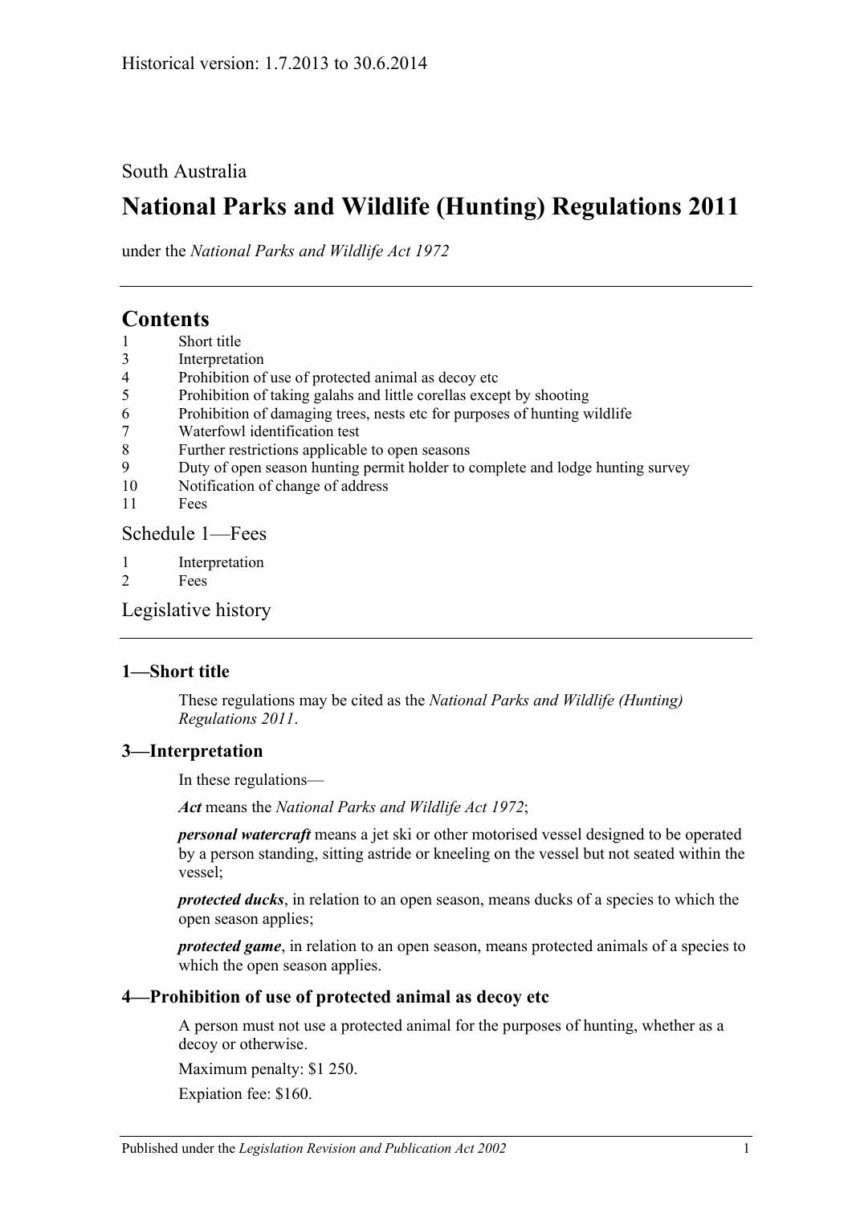Historical version: 1.7.2013 to 30.6.2014

South Australia

# National Parks and Wildlife (Hunting) Regulations 2011

under the *National Parks and Wildlife Act 1972*

## Contents

1 Short title
3 Interpretation
4 Prohibition of use of protected animal as decoy etc
5 Prohibition of taking galahs and little corellas except by shooting
6 Prohibition of damaging trees, nests etc for purposes of hunting wildlife
7 Waterfowl identification test
8 Further restrictions applicable to open seasons
9 Duty of open season hunting permit holder to complete and lodge hunting survey
10 Notification of change of address
11 Fees

Schedule 1—Fees

1 Interpretation
2 Fees

Legislative history

### 1—Short title

These regulations may be cited as the *National Parks and Wildlife (Hunting) Regulations 2011*.

### 3—Interpretation

In these regulations—

***Act*** means the *National Parks and Wildlife Act 1972*;

***personal watercraft*** means a jet ski or other motorised vessel designed to be operated by a person standing, sitting astride or kneeling on the vessel but not seated within the vessel;

***protected ducks***, in relation to an open season, means ducks of a species to which the open season applies;

***protected game***, in relation to an open season, means protected animals of a species to which the open season applies.

### 4—Prohibition of use of protected animal as decoy etc

A person must not use a protected animal for the purposes of hunting, whether as a decoy or otherwise.

Maximum penalty: $1 250.

Expiation fee: $160.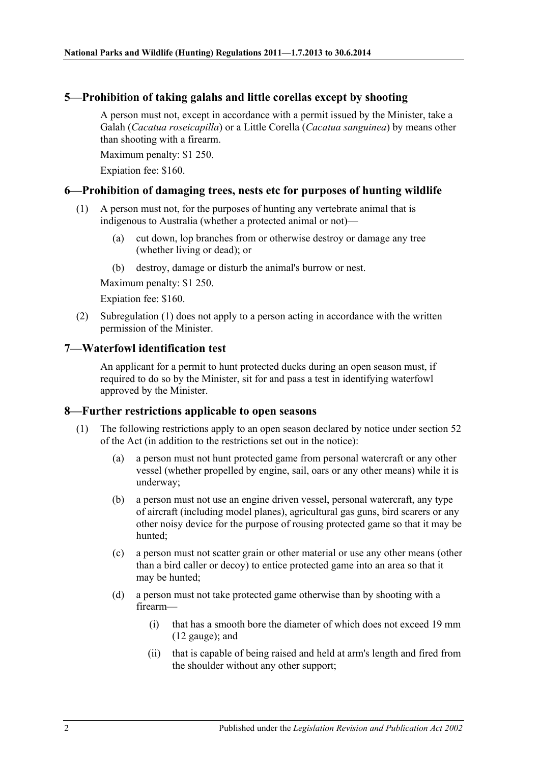## 5—Prohibition of taking galahs and little corellas except by shooting

A person must not, except in accordance with a permit issued by the Minister, take a Galah (*Cacatua roseicapilla*) or a Little Corella (*Cacatua sanguinea*) by means other than shooting with a firearm.

Maximum penalty: $1 250.

Expiation fee: $160.

## 6—Prohibition of damaging trees, nests etc for purposes of hunting wildlife

(1) A person must not, for the purposes of hunting any vertebrate animal that is indigenous to Australia (whether a protected animal or not)—

(a) cut down, lop branches from or otherwise destroy or damage any tree (whether living or dead); or

(b) destroy, damage or disturb the animal's burrow or nest.

Maximum penalty: $1 250.

Expiation fee: $160.

(2) Subregulation (1) does not apply to a person acting in accordance with the written permission of the Minister.

## 7—Waterfowl identification test

An applicant for a permit to hunt protected ducks during an open season must, if required to do so by the Minister, sit for and pass a test in identifying waterfowl approved by the Minister.

## 8—Further restrictions applicable to open seasons

(1) The following restrictions apply to an open season declared by notice under section 52 of the Act (in addition to the restrictions set out in the notice):

(a) a person must not hunt protected game from personal watercraft or any other vessel (whether propelled by engine, sail, oars or any other means) while it is underway;

(b) a person must not use an engine driven vessel, personal watercraft, any type of aircraft (including model planes), agricultural gas guns, bird scarers or any other noisy device for the purpose of rousing protected game so that it may be hunted;

(c) a person must not scatter grain or other material or use any other means (other than a bird caller or decoy) to entice protected game into an area so that it may be hunted;

(d) a person must not take protected game otherwise than by shooting with a firearm—

(i) that has a smooth bore the diameter of which does not exceed 19 mm (12 gauge); and

(ii) that is capable of being raised and held at arm's length and fired from the shoulder without any other support;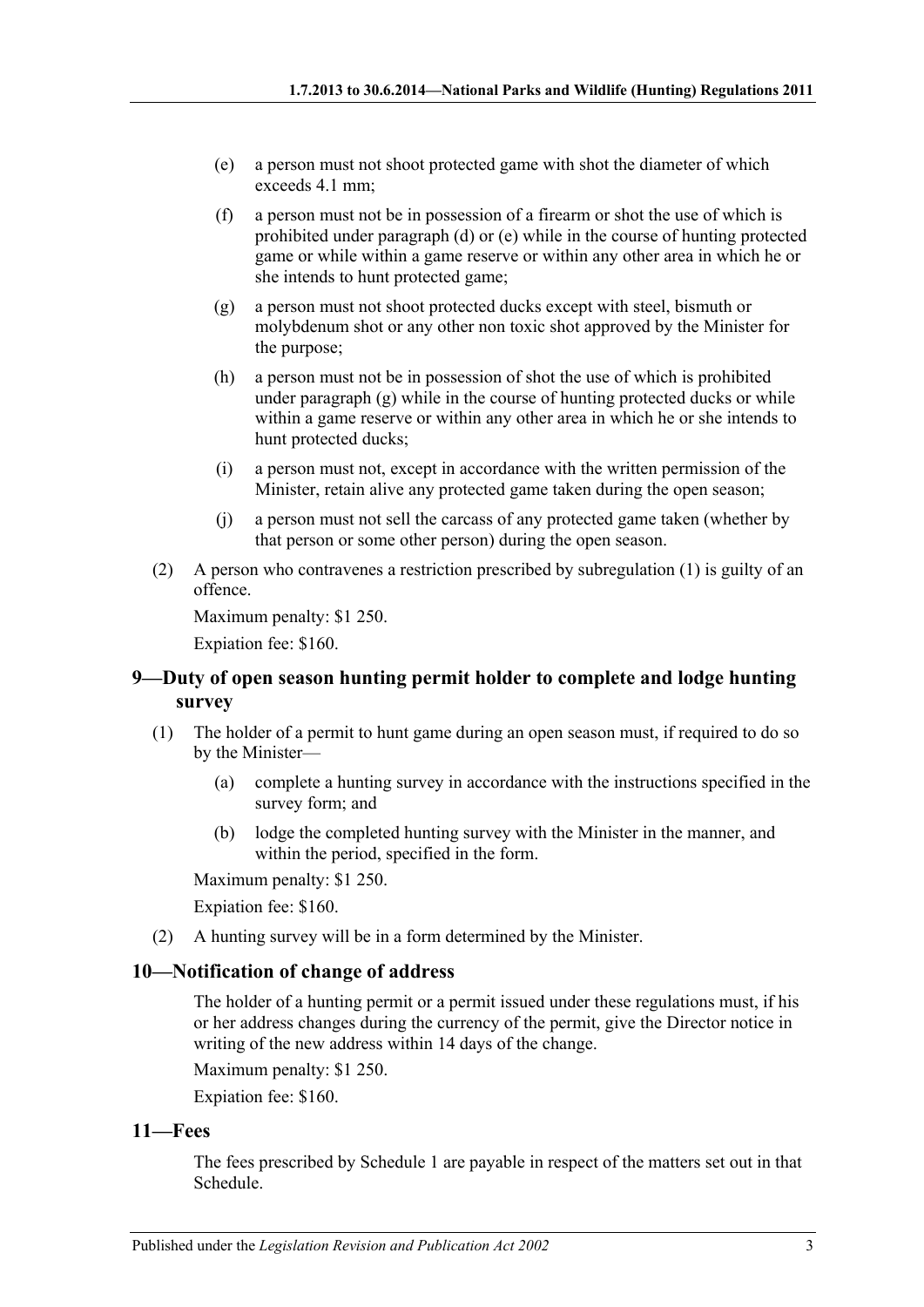(e) a person must not shoot protected game with shot the diameter of which exceeds 4.1 mm;

(f) a person must not be in possession of a firearm or shot the use of which is prohibited under paragraph (d) or (e) while in the course of hunting protected game or while within a game reserve or within any other area in which he or she intends to hunt protected game;

(g) a person must not shoot protected ducks except with steel, bismuth or molybdenum shot or any other non toxic shot approved by the Minister for the purpose;

(h) a person must not be in possession of shot the use of which is prohibited under paragraph (g) while in the course of hunting protected ducks or while within a game reserve or within any other area in which he or she intends to hunt protected ducks;

(i) a person must not, except in accordance with the written permission of the Minister, retain alive any protected game taken during the open season;

(j) a person must not sell the carcass of any protected game taken (whether by that person or some other person) during the open season.

(2) A person who contravenes a restriction prescribed by subregulation (1) is guilty of an offence.

Maximum penalty: $1 250.

Expiation fee: $160.

## 9—Duty of open season hunting permit holder to complete and lodge hunting survey

(1) The holder of a permit to hunt game during an open season must, if required to do so by the Minister—

(a) complete a hunting survey in accordance with the instructions specified in the survey form; and

(b) lodge the completed hunting survey with the Minister in the manner, and within the period, specified in the form.

Maximum penalty: $1 250.

Expiation fee: $160.

(2) A hunting survey will be in a form determined by the Minister.

## 10—Notification of change of address

The holder of a hunting permit or a permit issued under these regulations must, if his or her address changes during the currency of the permit, give the Director notice in writing of the new address within 14 days of the change.

Maximum penalty: $1 250.

Expiation fee: $160.

## 11—Fees

The fees prescribed by Schedule 1 are payable in respect of the matters set out in that Schedule.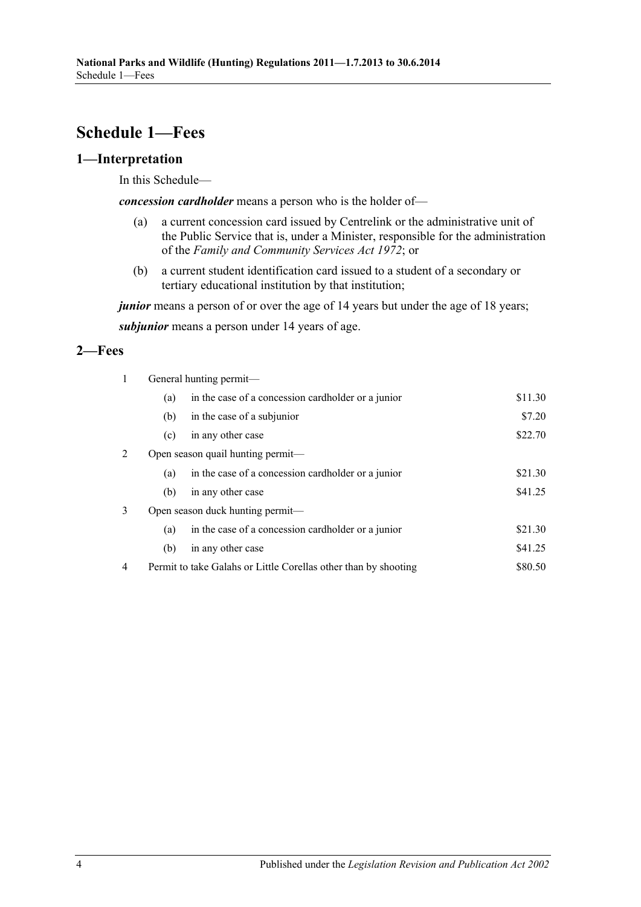# Schedule 1—Fees

## 1—Interpretation

In this Schedule—

***concession cardholder*** means a person who is the holder of—

(a) a current concession card issued by Centrelink or the administrative unit of the Public Service that is, under a Minister, responsible for the administration of the *Family and Community Services Act 1972*; or

(b) a current student identification card issued to a student of a secondary or tertiary educational institution by that institution;

***junior*** means a person of or over the age of 14 years but under the age of 18 years;

***subjunior*** means a person under 14 years of age.

## 2—Fees

| | | | |
|---|---|---|---|
| 1 | General hunting permit— | | |
| | (a) | in the case of a concession cardholder or a junior | $11.30 |
| | (b) | in the case of a subjunior | $7.20 |
| | (c) | in any other case | $22.70 |
| 2 | Open season quail hunting permit— | | |
| | (a) | in the case of a concession cardholder or a junior | $21.30 |
| | (b) | in any other case | $41.25 |
| 3 | Open season duck hunting permit— | | |
| | (a) | in the case of a concession cardholder or a junior | $21.30 |
| | (b) | in any other case | $41.25 |
| 4 | Permit to take Galahs or Little Corellas other than by shooting | | $80.50 |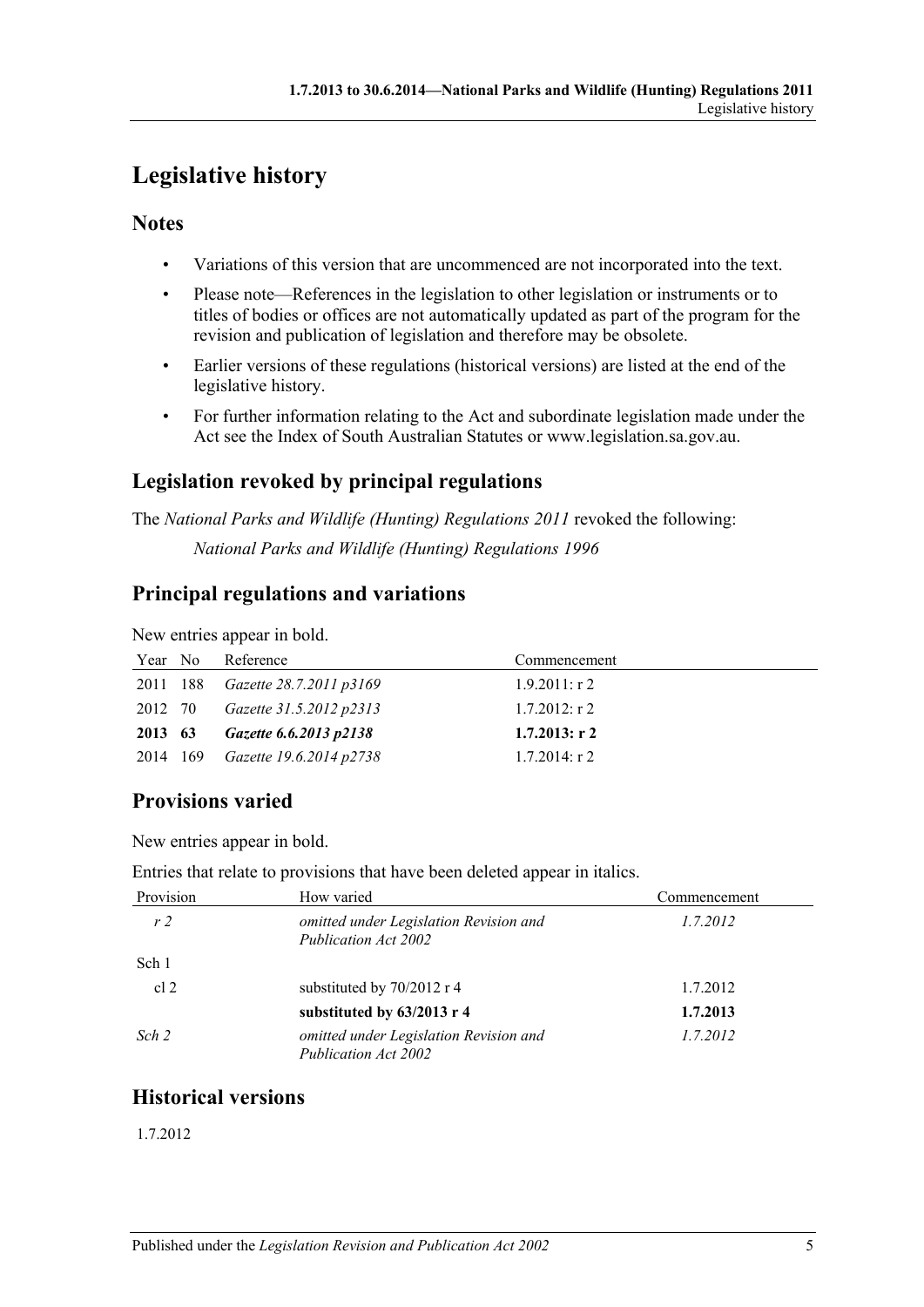# Legislative history

## Notes

- Variations of this version that are uncommenced are not incorporated into the text.
- Please note—References in the legislation to other legislation or instruments or to titles of bodies or offices are not automatically updated as part of the program for the revision and publication of legislation and therefore may be obsolete.
- Earlier versions of these regulations (historical versions) are listed at the end of the legislative history.
- For further information relating to the Act and subordinate legislation made under the Act see the Index of South Australian Statutes or www.legislation.sa.gov.au.

## Legislation revoked by principal regulations

The *National Parks and Wildlife (Hunting) Regulations 2011* revoked the following:

*National Parks and Wildlife (Hunting) Regulations 1996*

## Principal regulations and variations

New entries appear in bold.

| Year | No | Reference | Commencement |
|---|---|---|---|
| 2011 | 188 | *Gazette 28.7.2011 p3169* | 1.9.2011: r 2 |
| 2012 | 70 | *Gazette 31.5.2012 p2313* | 1.7.2012: r 2 |
| **2013** | **63** | ***Gazette 6.6.2013 p2138*** | **1.7.2013: r 2** |
| 2014 | 169 | *Gazette 19.6.2014 p2738* | 1.7.2014: r 2 |

## Provisions varied

New entries appear in bold.

Entries that relate to provisions that have been deleted appear in italics.

| Provision | How varied | Commencement |
|---|---|---|
| *r 2* | *omitted under Legislation Revision and Publication Act 2002* | *1.7.2012* |
| Sch 1 | | |
| cl 2 | substituted by 70/2012 r 4 | 1.7.2012 |
| | **substituted by 63/2013 r 4** | **1.7.2013** |
| *Sch 2* | *omitted under Legislation Revision and Publication Act 2002* | *1.7.2012* |

## Historical versions

1.7.2012